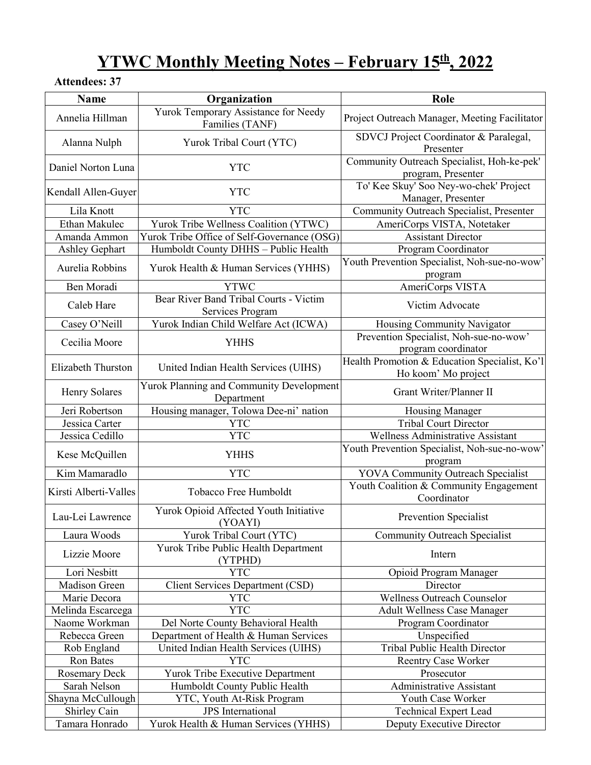# YTWC Monthly Meeting Notes – February 15th, 2022

**Attendees: 37**

| Name | Organization | Role |
|---|---|---|
| Annelia Hillman | Yurok Temporary Assistance for Needy Families (TANF) | Project Outreach Manager, Meeting Facilitator |
| Alanna Nulph | Yurok Tribal Court (YTC) | SDVCJ Project Coordinator & Paralegal, Presenter |
| Daniel Norton Luna | YTC | Community Outreach Specialist, Hoh-ke-pek' program, Presenter |
| Kendall Allen-Guyer | YTC | To' Kee Skuy' Soo Ney-wo-chek' Project Manager, Presenter |
| Lila Knott | YTC | Community Outreach Specialist, Presenter |
| Ethan Makulec | Yurok Tribe Wellness Coalition (YTWC) | AmeriCorps VISTA, Notetaker |
| Amanda Ammon | Yurok Tribe Office of Self-Governance (OSG) | Assistant Director |
| Ashley Gephart | Humboldt County DHHS – Public Health | Program Coordinator |
| Aurelia Robbins | Yurok Health & Human Services (YHHS) | Youth Prevention Specialist, Noh-sue-no-wow' program |
| Ben Moradi | YTWC | AmeriCorps VISTA |
| Caleb Hare | Bear River Band Tribal Courts - Victim Services Program | Victim Advocate |
| Casey O'Neill | Yurok Indian Child Welfare Act (ICWA) | Housing Community Navigator |
| Cecilia Moore | YHHS | Prevention Specialist, Noh-sue-no-wow' program coordinator |
| Elizabeth Thurston | United Indian Health Services (UIHS) | Health Promotion & Education Specialist, Ko'l Ho koom' Mo project |
| Henry Solares | Yurok Planning and Community Development Department | Grant Writer/Planner II |
| Jeri Robertson | Housing manager, Tolowa Dee-ni' nation | Housing Manager |
| Jessica Carter | YTC | Tribal Court Director |
| Jessica Cedillo | YTC | Wellness Administrative Assistant |
| Kese McQuillen | YHHS | Youth Prevention Specialist, Noh-sue-no-wow' program |
| Kim Mamaradlo | YTC | YOVA Community Outreach Specialist |
| Kirsti Alberti-Valles | Tobacco Free Humboldt | Youth Coalition & Community Engagement Coordinator |
| Lau-Lei Lawrence | Yurok Opioid Affected Youth Initiative (YOAYI) | Prevention Specialist |
| Laura Woods | Yurok Tribal Court (YTC) | Community Outreach Specialist |
| Lizzie Moore | Yurok Tribe Public Health Department (YTPHD) | Intern |
| Lori Nesbitt | YTC | Opioid Program Manager |
| Madison Green | Client Services Department (CSD) | Director |
| Marie Decora | YTC | Wellness Outreach Counselor |
| Melinda Escarcega | YTC | Adult Wellness Case Manager |
| Naome Workman | Del Norte County Behavioral Health | Program Coordinator |
| Rebecca Green | Department of Health & Human Services | Unspecified |
| Rob England | United Indian Health Services (UIHS) | Tribal Public Health Director |
| Ron Bates | YTC | Reentry Case Worker |
| Rosemary Deck | Yurok Tribe Executive Department | Prosecutor |
| Sarah Nelson | Humboldt County Public Health | Administrative Assistant |
| Shayna McCullough | YTC, Youth At-Risk Program | Youth Case Worker |
| Shirley Cain | JPS International | Technical Expert Lead |
| Tamara Honrado | Yurok Health & Human Services (YHHS) | Deputy Executive Director |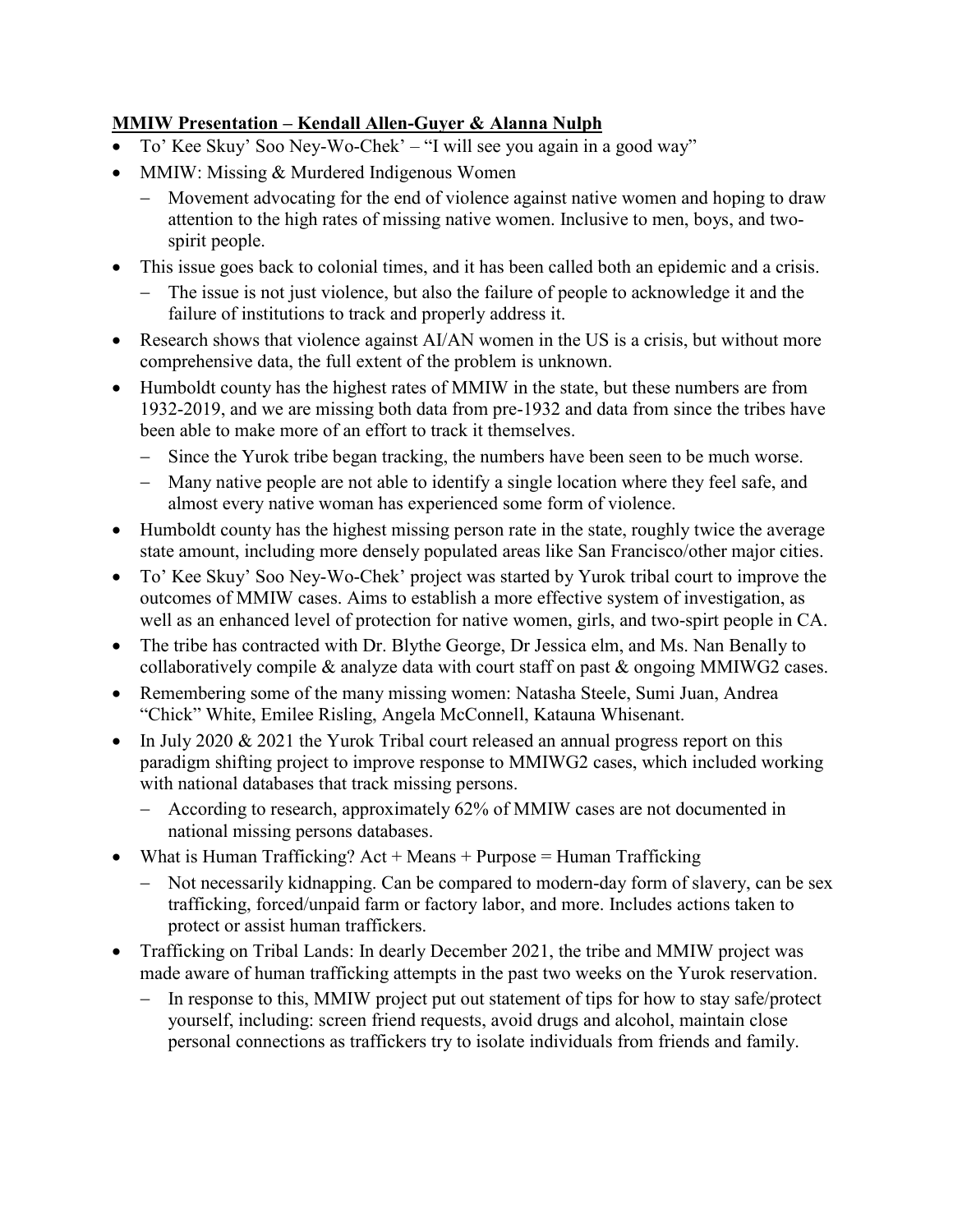**MMIW Presentation – Kendall Allen-Guyer & Alanna Nulph**

- To' Kee Skuy' Soo Ney-Wo-Chek' – "I will see you again in a good way"
- MMIW: Missing & Murdered Indigenous Women
  - Movement advocating for the end of violence against native women and hoping to draw attention to the high rates of missing native women. Inclusive to men, boys, and two-spirit people.
- This issue goes back to colonial times, and it has been called both an epidemic and a crisis.
  - The issue is not just violence, but also the failure of people to acknowledge it and the failure of institutions to track and properly address it.
- Research shows that violence against AI/AN women in the US is a crisis, but without more comprehensive data, the full extent of the problem is unknown.
- Humboldt county has the highest rates of MMIW in the state, but these numbers are from 1932-2019, and we are missing both data from pre-1932 and data from since the tribes have been able to make more of an effort to track it themselves.
  - Since the Yurok tribe began tracking, the numbers have been seen to be much worse.
  - Many native people are not able to identify a single location where they feel safe, and almost every native woman has experienced some form of violence.
- Humboldt county has the highest missing person rate in the state, roughly twice the average state amount, including more densely populated areas like San Francisco/other major cities.
- To' Kee Skuy' Soo Ney-Wo-Chek' project was started by Yurok tribal court to improve the outcomes of MMIW cases. Aims to establish a more effective system of investigation, as well as an enhanced level of protection for native women, girls, and two-spirt people in CA.
- The tribe has contracted with Dr. Blythe George, Dr Jessica elm, and Ms. Nan Benally to collaboratively compile & analyze data with court staff on past & ongoing MMIWG2 cases.
- Remembering some of the many missing women: Natasha Steele, Sumi Juan, Andrea "Chick" White, Emilee Risling, Angela McConnell, Katauna Whisenant.
- In July 2020 & 2021 the Yurok Tribal court released an annual progress report on this paradigm shifting project to improve response to MMIWG2 cases, which included working with national databases that track missing persons.
  - According to research, approximately 62% of MMIW cases are not documented in national missing persons databases.
- What is Human Trafficking? Act + Means + Purpose = Human Trafficking
  - Not necessarily kidnapping. Can be compared to modern-day form of slavery, can be sex trafficking, forced/unpaid farm or factory labor, and more. Includes actions taken to protect or assist human traffickers.
- Trafficking on Tribal Lands: In dearly December 2021, the tribe and MMIW project was made aware of human trafficking attempts in the past two weeks on the Yurok reservation.
  - In response to this, MMIW project put out statement of tips for how to stay safe/protect yourself, including: screen friend requests, avoid drugs and alcohol, maintain close personal connections as traffickers try to isolate individuals from friends and family.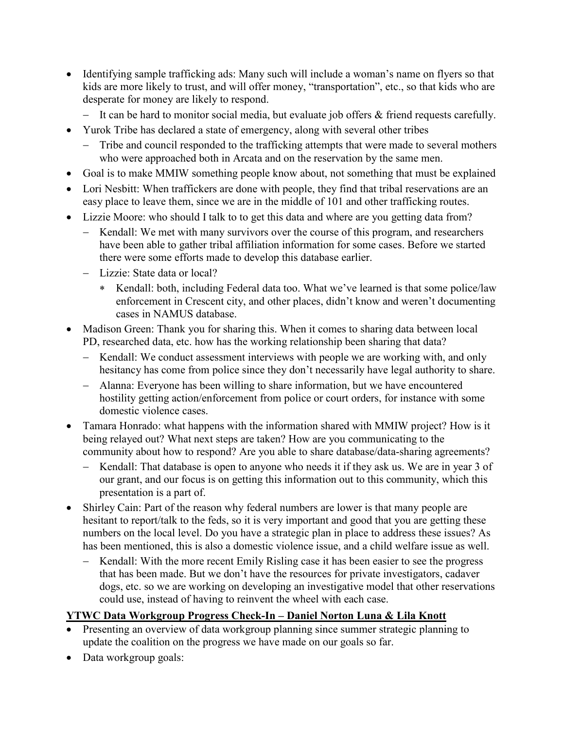- Identifying sample trafficking ads: Many such will include a woman's name on flyers so that kids are more likely to trust, and will offer money, "transportation", etc., so that kids who are desperate for money are likely to respond.
  - It can be hard to monitor social media, but evaluate job offers & friend requests carefully.
- Yurok Tribe has declared a state of emergency, along with several other tribes
  - Tribe and council responded to the trafficking attempts that were made to several mothers who were approached both in Arcata and on the reservation by the same men.
- Goal is to make MMIW something people know about, not something that must be explained
- Lori Nesbitt: When traffickers are done with people, they find that tribal reservations are an easy place to leave them, since we are in the middle of 101 and other trafficking routes.
- Lizzie Moore: who should I talk to to get this data and where are you getting data from?
  - Kendall: We met with many survivors over the course of this program, and researchers have been able to gather tribal affiliation information for some cases. Before we started there were some efforts made to develop this database earlier.
  - Lizzie: State data or local?
    - Kendall: both, including Federal data too. What we've learned is that some police/law enforcement in Crescent city, and other places, didn't know and weren't documenting cases in NAMUS database.
- Madison Green: Thank you for sharing this. When it comes to sharing data between local PD, researched data, etc. how has the working relationship been sharing that data?
  - Kendall: We conduct assessment interviews with people we are working with, and only hesitancy has come from police since they don't necessarily have legal authority to share.
  - Alanna: Everyone has been willing to share information, but we have encountered hostility getting action/enforcement from police or court orders, for instance with some domestic violence cases.
- Tamara Honrado: what happens with the information shared with MMIW project? How is it being relayed out? What next steps are taken? How are you communicating to the community about how to respond? Are you able to share database/data-sharing agreements?
  - Kendall: That database is open to anyone who needs it if they ask us. We are in year 3 of our grant, and our focus is on getting this information out to this community, which this presentation is a part of.
- Shirley Cain: Part of the reason why federal numbers are lower is that many people are hesitant to report/talk to the feds, so it is very important and good that you are getting these numbers on the local level. Do you have a strategic plan in place to address these issues? As has been mentioned, this is also a domestic violence issue, and a child welfare issue as well.
  - Kendall: With the more recent Emily Risling case it has been easier to see the progress that has been made. But we don't have the resources for private investigators, cadaver dogs, etc. so we are working on developing an investigative model that other reservations could use, instead of having to reinvent the wheel with each case.

**<u>YTWC Data Workgroup Progress Check-In – Daniel Norton Luna & Lila Knott</u>**

- Presenting an overview of data workgroup planning since summer strategic planning to update the coalition on the progress we have made on our goals so far.
- Data workgroup goals: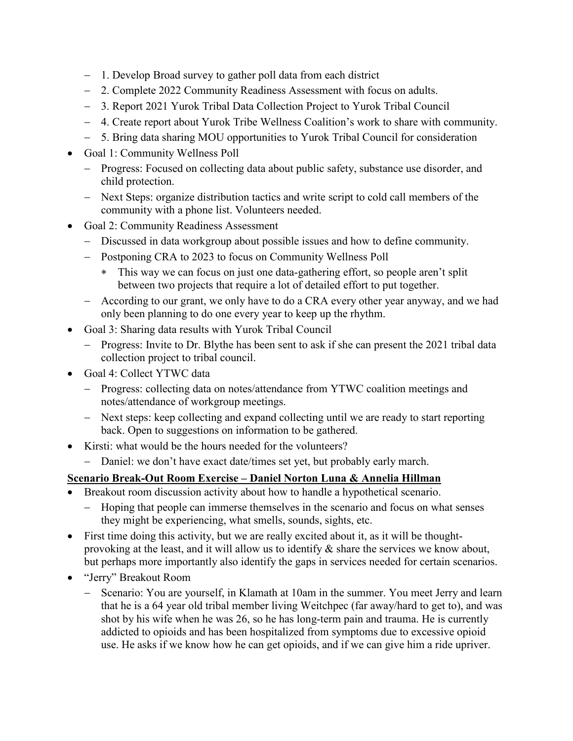- 1. Develop Broad survey to gather poll data from each district
  - 2. Complete 2022 Community Readiness Assessment with focus on adults.
  - 3. Report 2021 Yurok Tribal Data Collection Project to Yurok Tribal Council
  - 4. Create report about Yurok Tribe Wellness Coalition's work to share with community.
  - 5. Bring data sharing MOU opportunities to Yurok Tribal Council for consideration
- Goal 1: Community Wellness Poll
  - Progress: Focused on collecting data about public safety, substance use disorder, and child protection.
  - Next Steps: organize distribution tactics and write script to cold call members of the community with a phone list. Volunteers needed.
- Goal 2: Community Readiness Assessment
  - Discussed in data workgroup about possible issues and how to define community.
  - Postponing CRA to 2023 to focus on Community Wellness Poll
    - This way we can focus on just one data-gathering effort, so people aren't split between two projects that require a lot of detailed effort to put together.
  - According to our grant, we only have to do a CRA every other year anyway, and we had only been planning to do one every year to keep up the rhythm.
- Goal 3: Sharing data results with Yurok Tribal Council
  - Progress: Invite to Dr. Blythe has been sent to ask if she can present the 2021 tribal data collection project to tribal council.
- Goal 4: Collect YTWC data
  - Progress: collecting data on notes/attendance from YTWC coalition meetings and notes/attendance of workgroup meetings.
  - Next steps: keep collecting and expand collecting until we are ready to start reporting back. Open to suggestions on information to be gathered.
- Kirsti: what would be the hours needed for the volunteers?
  - Daniel: we don't have exact date/times set yet, but probably early march.

**<u>Scenario Break-Out Room Exercise – Daniel Norton Luna & Annelia Hillman</u>**

- Breakout room discussion activity about how to handle a hypothetical scenario.
  - Hoping that people can immerse themselves in the scenario and focus on what senses they might be experiencing, what smells, sounds, sights, etc.
- First time doing this activity, but we are really excited about it, as it will be thought-provoking at the least, and it will allow us to identify & share the services we know about, but perhaps more importantly also identify the gaps in services needed for certain scenarios.
- "Jerry" Breakout Room
  - Scenario: You are yourself, in Klamath at 10am in the summer. You meet Jerry and learn that he is a 64 year old tribal member living Weitchpec (far away/hard to get to), and was shot by his wife when he was 26, so he has long-term pain and trauma. He is currently addicted to opioids and has been hospitalized from symptoms due to excessive opioid use. He asks if we know how he can get opioids, and if we can give him a ride upriver.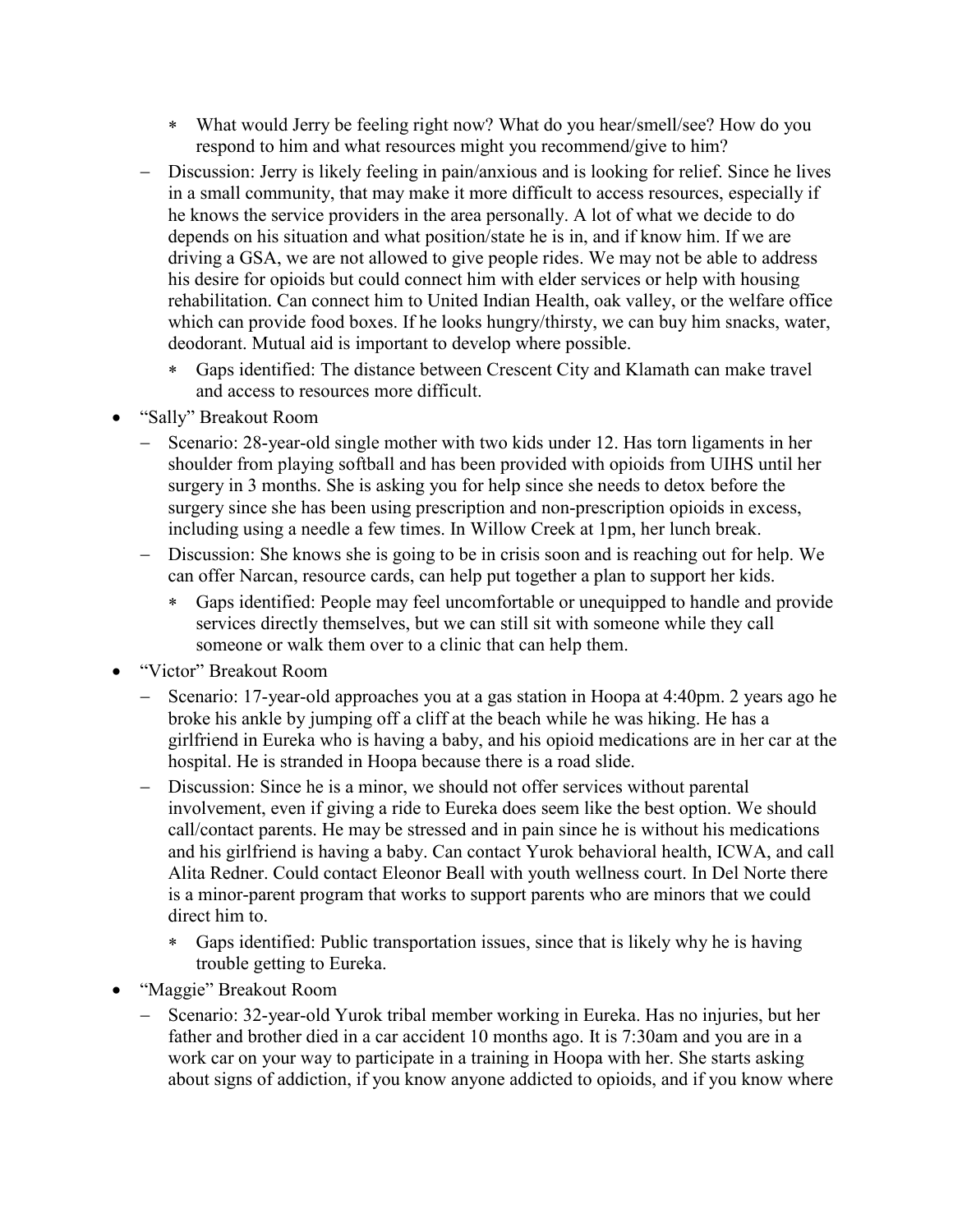- What would Jerry be feeling right now? What do you hear/smell/see? How do you respond to him and what resources might you recommend/give to him?
  - Discussion: Jerry is likely feeling in pain/anxious and is looking for relief. Since he lives in a small community, that may make it more difficult to access resources, especially if he knows the service providers in the area personally. A lot of what we decide to do depends on his situation and what position/state he is in, and if know him. If we are driving a GSA, we are not allowed to give people rides. We may not be able to address his desire for opioids but could connect him with elder services or help with housing rehabilitation. Can connect him to United Indian Health, oak valley, or the welfare office which can provide food boxes. If he looks hungry/thirsty, we can buy him snacks, water, deodorant. Mutual aid is important to develop where possible.
    - Gaps identified: The distance between Crescent City and Klamath can make travel and access to resources more difficult.
- "Sally" Breakout Room
  - Scenario: 28-year-old single mother with two kids under 12. Has torn ligaments in her shoulder from playing softball and has been provided with opioids from UIHS until her surgery in 3 months. She is asking you for help since she needs to detox before the surgery since she has been using prescription and non-prescription opioids in excess, including using a needle a few times. In Willow Creek at 1pm, her lunch break.
  - Discussion: She knows she is going to be in crisis soon and is reaching out for help. We can offer Narcan, resource cards, can help put together a plan to support her kids.
    - Gaps identified: People may feel uncomfortable or unequipped to handle and provide services directly themselves, but we can still sit with someone while they call someone or walk them over to a clinic that can help them.
- "Victor" Breakout Room
  - Scenario: 17-year-old approaches you at a gas station in Hoopa at 4:40pm. 2 years ago he broke his ankle by jumping off a cliff at the beach while he was hiking. He has a girlfriend in Eureka who is having a baby, and his opioid medications are in her car at the hospital. He is stranded in Hoopa because there is a road slide.
  - Discussion: Since he is a minor, we should not offer services without parental involvement, even if giving a ride to Eureka does seem like the best option. We should call/contact parents. He may be stressed and in pain since he is without his medications and his girlfriend is having a baby. Can contact Yurok behavioral health, ICWA, and call Alita Redner. Could contact Eleonor Beall with youth wellness court. In Del Norte there is a minor-parent program that works to support parents who are minors that we could direct him to.
    - Gaps identified: Public transportation issues, since that is likely why he is having trouble getting to Eureka.
- "Maggie" Breakout Room
  - Scenario: 32-year-old Yurok tribal member working in Eureka. Has no injuries, but her father and brother died in a car accident 10 months ago. It is 7:30am and you are in a work car on your way to participate in a training in Hoopa with her. She starts asking about signs of addiction, if you know anyone addicted to opioids, and if you know where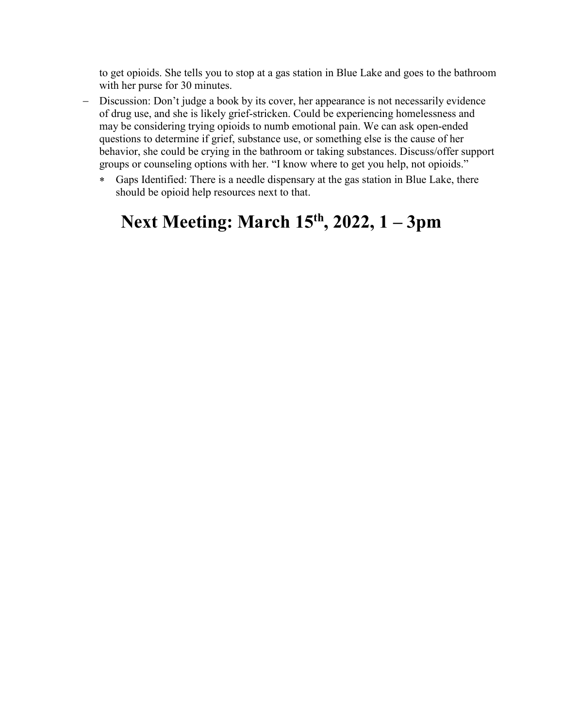to get opioids. She tells you to stop at a gas station in Blue Lake and goes to the bathroom with her purse for 30 minutes.

- Discussion: Don't judge a book by its cover, her appearance is not necessarily evidence of drug use, and she is likely grief-stricken. Could be experiencing homelessness and may be considering trying opioids to numb emotional pain. We can ask open-ended questions to determine if grief, substance use, or something else is the cause of her behavior, she could be crying in the bathroom or taking substances. Discuss/offer support groups or counseling options with her. "I know where to get you help, not opioids."
  - Gaps Identified: There is a needle dispensary at the gas station in Blue Lake, there should be opioid help resources next to that.

# Next Meeting: March 15th, 2022, 1 – 3pm